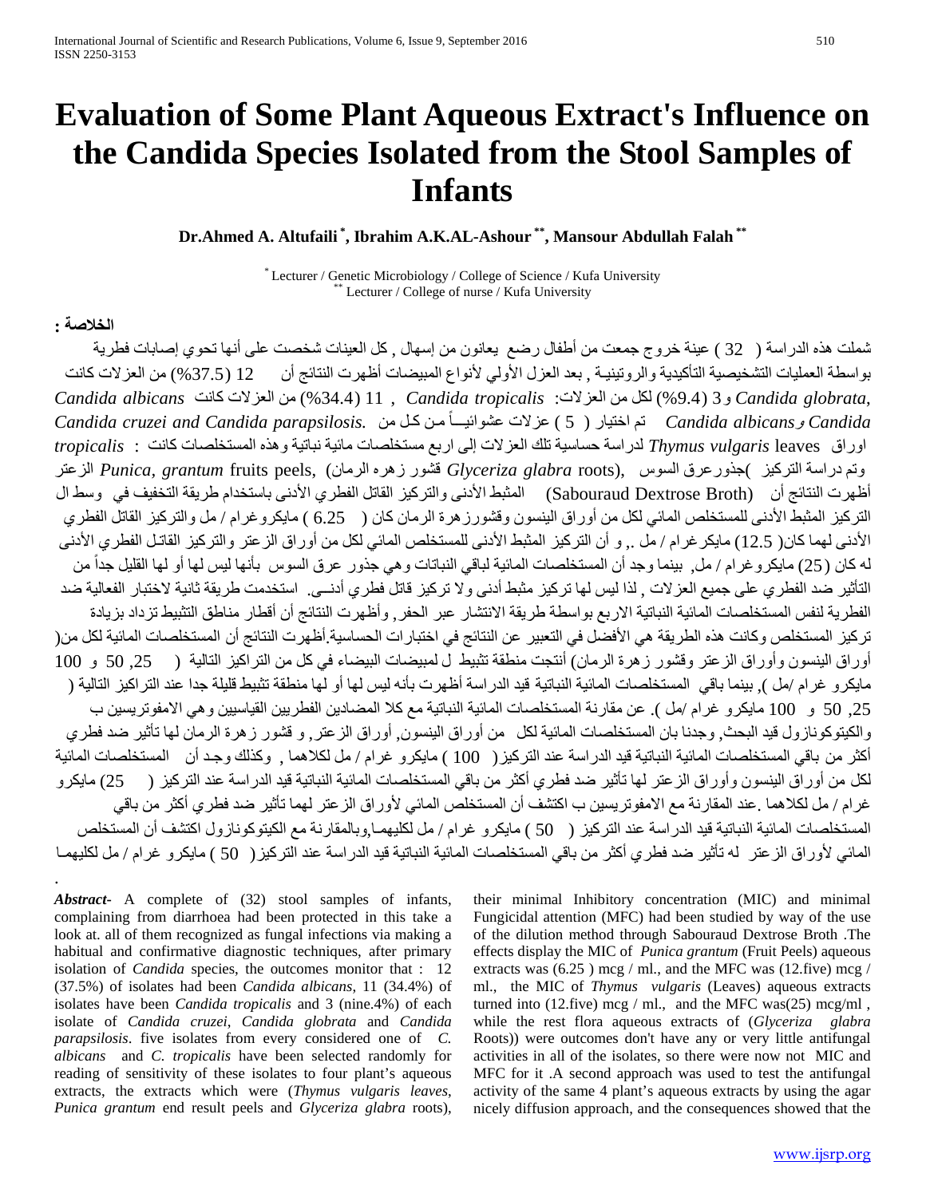# Evaluation of Some Plant Aqueous Extract's Influence on the Candida Species Isolated from the Stool Samples of Infants

**Dr.Ahmed A. Altufaili [*], Ibrahim A.K.AL-Ashour [**], Mansour Abdullah Falah [**]**

[*] Lecturer / Genetic Microbiology / College of Science / Kufa University
[**] Lecturer / College of nurse / Kufa University

**الخلاصة :**

شملت هذه الدراسة ( 32 ) عينة خروج جمعت من أطفال رضع يعانون من إسهال , كل العينات شخصت على أنها تحوي إصابات فطرية بواسطة العمليات التشخيصية التأكيدية والروتينيـة , بعد العزل الأولي لأنواع المبيضات أظهرت النتائج أن 12 (37.5%) من العزلات كانت *Candida albicans* 11 (34.4%) من العزلات كانت *Candida tropicalis* , و3 (9.4%) لكل من العزلات: *Candida globrata, Candida cruzei and Candida parapsilosis.* تم اختيار ( 5 ) عزلات عشوائيـاً مـن كـل من *Candida albicans* و*Candida tropicalis* لدراسة حساسية تلك العزلات إلى اربع مستخلصات مائية نباتية وهذه المستخلصات كانت : اوراق *Thymus vulgaris* leaves الزعتر , *Punica, grantum* fruits peels قشور زهره الرمان , *Glyceriza glabra* roots جذورعرق السوس ) وتم دراسة التركيز المثبط الأدنى والتركيز القاتل الفطري الأدنى باستخدام طريقة التخفيف في وسط ال (Sabouraud Dextrose Broth) أظهرت النتائج أن التركيز المثبط الأدنى للمستخلص المائي لكل من أوراق الينسون وقشورزهرة الرمان كان ( 6.25 ) مايكروغرام / مل والتركيز القاتل الفطري الأدنى لهما كان( 12.5) مايكرغرام / مل ., و أن التركيز المثبط الأدنى للمستخلص المائي لكل من أوراق الزعتر والتركيز القاتل الفطري الأدنى له كان (25) مايكروغرام / مل, بينما وجد أن المستخلصات المائية لباقي النباتات وهي جذور عرق السوس بأنها ليس لها أو لها القليل جداً من التأثير ضد الفطري على جميع العزلات , لذا ليس لها تركيز مثبط أدنى ولا تركيز قاتل فطري أدنــى. استخدمت طريقة ثانية لاختبار الفعالية ضد الفطرية لنفس المستخلصات المائية النباتية الاربع بواسطة طريقة الانتشار عبر الحفر, وأظهرت النتائج أن أقطار مناطق التثبيط تزداد بزيادة تركيز المستخلص وكانت هذه الطريقة هي الأفضل في التعبير عن النتائج في اختبارات الحساسية.أظهرت النتائج أن المستخلصات المائية لكل من( أوراق الينسون وأوراق الزعتر وقشور زهرة الرمان) أنتجت منطقة تثبيط ل لمبيضات البيضاء في كل من التراكيز التالية ( 25, 50 و 100 مايكرو غرام /مل ), بينما باقي المستخلصات المائية النباتية قيد الدراسة أظهرت بأنه ليس لها أو لها منطقة تثبيط قليلة جدا عند التراكيز التالية ( 25, 50 و 100 مايكرو غرام /مل ). عن مقارنة المستخلصات المائية النباتية مع كلا المضادين الفطريين القياسيين وهي الامفوتريسين ب والكيتوكونازول قيد البحث, وجدنا بان المستخلصات المائية لكل من أوراق الينسون, أوراق الزعتر, و قشور زهرة الرمان لها تأثير ضد فطري أكثر من باقي المستخلصات المائية النباتية قيد الدراسة عند التركيز( 100 ) مايكرو غرام / مل لكلاهما , وكذلك وجد أن المستخلصات المائية لكل من أوراق الينسون وأوراق الزعتر لها تأثير ضد فطري أكثر من باقي المستخلصات المائية النباتية قيد الدراسة عند التركيز ( 25) مايكرو غرام / مل لكلاهما .عند المقارنة مع الامفوتريسين ب اكتشف أن المستخلص المائي لأوراق الزعتر لهما تأثير ضد فطري أكثر من باقي المستخلصات المائية النباتية قيد الدراسة عند التركيز ( 50 ) مايكرو غرام / مل لكليهمـا,وبالمقارنة مع الكيتوكونازول اكتشف أن المستخلص المائي لأوراق الزعتر له تأثير ضد فطري أكثر من باقي المستخلصات المائية النباتية قيد الدراسة عند التركيز( 50 ) مايكرو غرام / مل لكليهمـا

.

***Abstract***- A complete of (32) stool samples of infants, complaining from diarrhoea had been protected in this take a look at. all of them recognized as fungal infections via making a habitual and confirmative diagnostic techniques, after primary isolation of *Candida* species, the outcomes monitor that : 12 (37.5%) of isolates had been *Candida albicans*, 11 (34.4%) of isolates have been *Candida tropicalis* and 3 (nine.4%) of each isolate of *Candida cruzei*, *Candida globrata* and *Candida parapsilosis*. five isolates from every considered one of *C. albicans* and *C. tropicalis* have been selected randomly for reading of sensitivity of these isolates to four plant's aqueous extracts, the extracts which were (*Thymus vulgaris leaves*, *Punica grantum* end result peels and *Glyceriza glabra* roots), their minimal Inhibitory concentration (MIC) and minimal Fungicidal attention (MFC) had been studied by way of the use of the dilution method through Sabouraud Dextrose Broth .The effects display the MIC of *Punica grantum* (Fruit Peels) aqueous extracts was (6.25 ) mcg / ml., and the MFC was (12.five) mcg / ml., the MIC of *Thymus vulgaris* (Leaves) aqueous extracts turned into (12.five) mcg / ml., and the MFC was(25) mcg/ml , while the rest flora aqueous extracts of (*Glyceriza glabra* Roots)) were outcomes don't have any or very little antifungal activities in all of the isolates, so there were now not MIC and MFC for it .A second approach was used to test the antifungal activity of the same 4 plant's aqueous extracts by using the agar nicely diffusion approach, and the consequences showed that the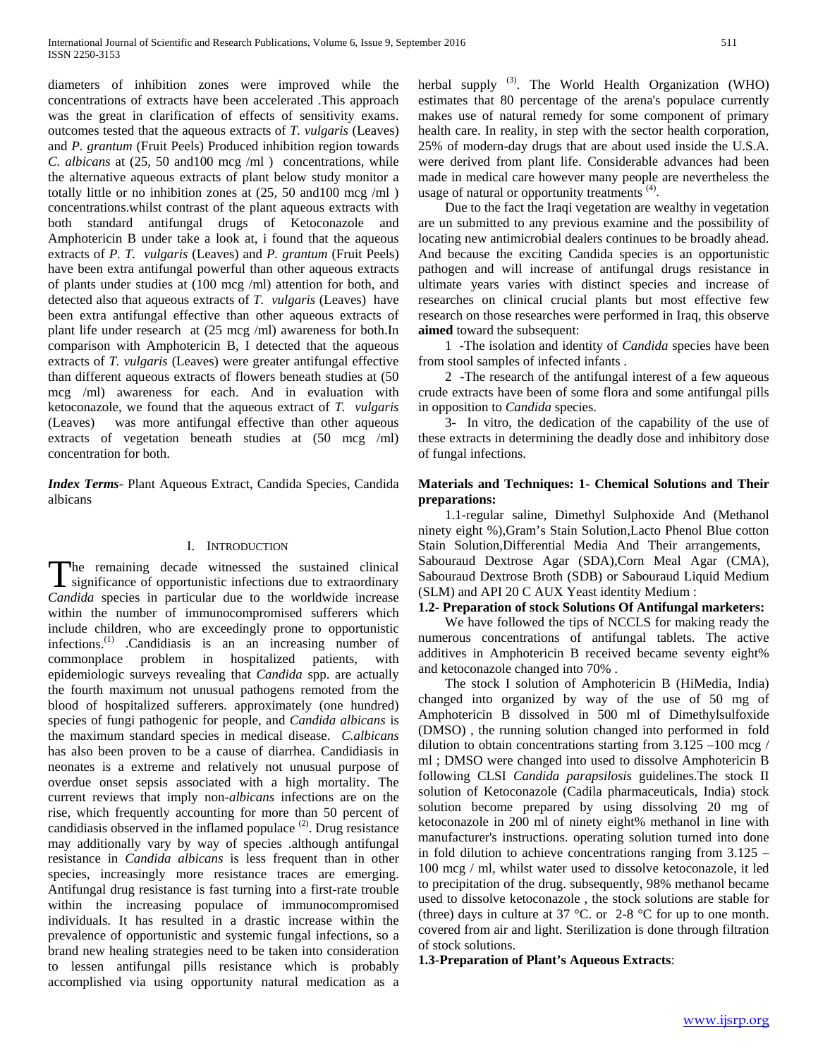diameters of inhibition zones were improved while the concentrations of extracts have been accelerated .This approach was the great in clarification of effects of sensitivity exams. outcomes tested that the aqueous extracts of *T. vulgaris* (Leaves) and *P. grantum* (Fruit Peels) Produced inhibition region towards *C. albicans* at (25, 50 and100 mcg /ml ) concentrations, while the alternative aqueous extracts of plant below study monitor a totally little or no inhibition zones at (25, 50 and100 mcg /ml ) concentrations.whilst contrast of the plant aqueous extracts with both standard antifungal drugs of Ketoconazole and Amphotericin B under take a look at, i found that the aqueous extracts of *P. T. vulgaris* (Leaves) and *P. grantum* (Fruit Peels) have been extra antifungal powerful than other aqueous extracts of plants under studies at (100 mcg /ml) attention for both, and detected also that aqueous extracts of *T. vulgaris* (Leaves) have been extra antifungal effective than other aqueous extracts of plant life under research at (25 mcg /ml) awareness for both.In comparison with Amphotericin B, I detected that the aqueous extracts of *T. vulgaris* (Leaves) were greater antifungal effective than different aqueous extracts of flowers beneath studies at (50 mcg /ml) awareness for each. And in evaluation with ketoconazole, we found that the aqueous extract of *T. vulgaris* (Leaves) was more antifungal effective than other aqueous extracts of vegetation beneath studies at (50 mcg /ml) concentration for both.

***Index Terms***- Plant Aqueous Extract, Candida Species, Candida albicans

## I. Introduction

The remaining decade witnessed the sustained clinical significance of opportunistic infections due to extraordinary *Candida* species in particular due to the worldwide increase within the number of immunocompromised sufferers which include children, who are exceedingly prone to opportunistic infections.[1] .Candidiasis is an an increasing number of commonplace problem in hospitalized patients, with epidemiologic surveys revealing that *Candida* spp. are actually the fourth maximum not unusual pathogens remoted from the blood of hospitalized sufferers. approximately (one hundred) species of fungi pathogenic for people, and *Candida albicans* is the maximum standard species in medical disease. *C.albicans* has also been proven to be a cause of diarrhea. Candidiasis in neonates is a extreme and relatively not unusual purpose of overdue onset sepsis associated with a high mortality. The current reviews that imply non-*albicans* infections are on the rise, which frequently accounting for more than 50 percent of candidiasis observed in the inflamed populace [2]. Drug resistance may additionally vary by way of species .although antifungal resistance in *Candida albicans* is less frequent than in other species, increasingly more resistance traces are emerging. Antifungal drug resistance is fast turning into a first-rate trouble within the increasing populace of immunocompromised individuals. It has resulted in a drastic increase within the prevalence of opportunistic and systemic fungal infections, so a brand new healing strategies need to be taken into consideration to lessen antifungal pills resistance which is probably accomplished via using opportunity natural medication as a herbal supply [3]. The World Health Organization (WHO) estimates that 80 percentage of the arena's populace currently makes use of natural remedy for some component of primary health care. In reality, in step with the sector health corporation, 25% of modern-day drugs that are about used inside the U.S.A. were derived from plant life. Considerable advances had been made in medical care however many people are nevertheless the usage of natural or opportunity treatments [4].

Due to the fact the Iraqi vegetation are wealthy in vegetation are un submitted to any previous examine and the possibility of locating new antimicrobial dealers continues to be broadly ahead. And because the exciting Candida species is an opportunistic pathogen and will increase of antifungal drugs resistance in ultimate years varies with distinct species and increase of researches on clinical crucial plants but most effective few research on those researches were performed in Iraq, this observe **aimed** toward the subsequent:

1 -The isolation and identity of *Candida* species have been from stool samples of infected infants .

2 -The research of the antifungal interest of a few aqueous crude extracts have been of some flora and some antifungal pills in opposition to *Candida* species.

3- In vitro, the dedication of the capability of the use of these extracts in determining the deadly dose and inhibitory dose of fungal infections.

**Materials and Techniques: 1- Chemical Solutions and Their preparations:**

1.1-regular saline, Dimethyl Sulphoxide And (Methanol ninety eight %),Gram's Stain Solution,Lacto Phenol Blue cotton Stain Solution,Differential Media And Their arrangements, Sabouraud Dextrose Agar (SDA),Corn Meal Agar (CMA), Sabouraud Dextrose Broth (SDB) or Sabouraud Liquid Medium (SLM) and API 20 C AUX Yeast identity Medium :

**1.2- Preparation of stock Solutions Of Antifungal marketers:**

We have followed the tips of NCCLS for making ready the numerous concentrations of antifungal tablets. The active additives in Amphotericin B received became seventy eight% and ketoconazole changed into 70% .

The stock I solution of Amphotericin B (HiMedia, India) changed into organized by way of the use of 50 mg of Amphotericin B dissolved in 500 ml of Dimethylsulfoxide (DMSO) , the running solution changed into performed in fold dilution to obtain concentrations starting from 3.125 –100 mcg / ml ; DMSO were changed into used to dissolve Amphotericin B following CLSI *Candida parapsilosis* guidelines.The stock II solution of Ketoconazole (Cadila pharmaceuticals, India) stock solution become prepared by using dissolving 20 mg of ketoconazole in 200 ml of ninety eight% methanol in line with manufacturer's instructions. operating solution turned into done in fold dilution to achieve concentrations ranging from 3.125 – 100 mcg / ml, whilst water used to dissolve ketoconazole, it led to precipitation of the drug. subsequently, 98% methanol became used to dissolve ketoconazole , the stock solutions are stable for (three) days in culture at 37 °C. or 2-8 °C for up to one month. covered from air and light. Sterilization is done through filtration of stock solutions.

**1.3-Preparation of Plant's Aqueous Extracts**: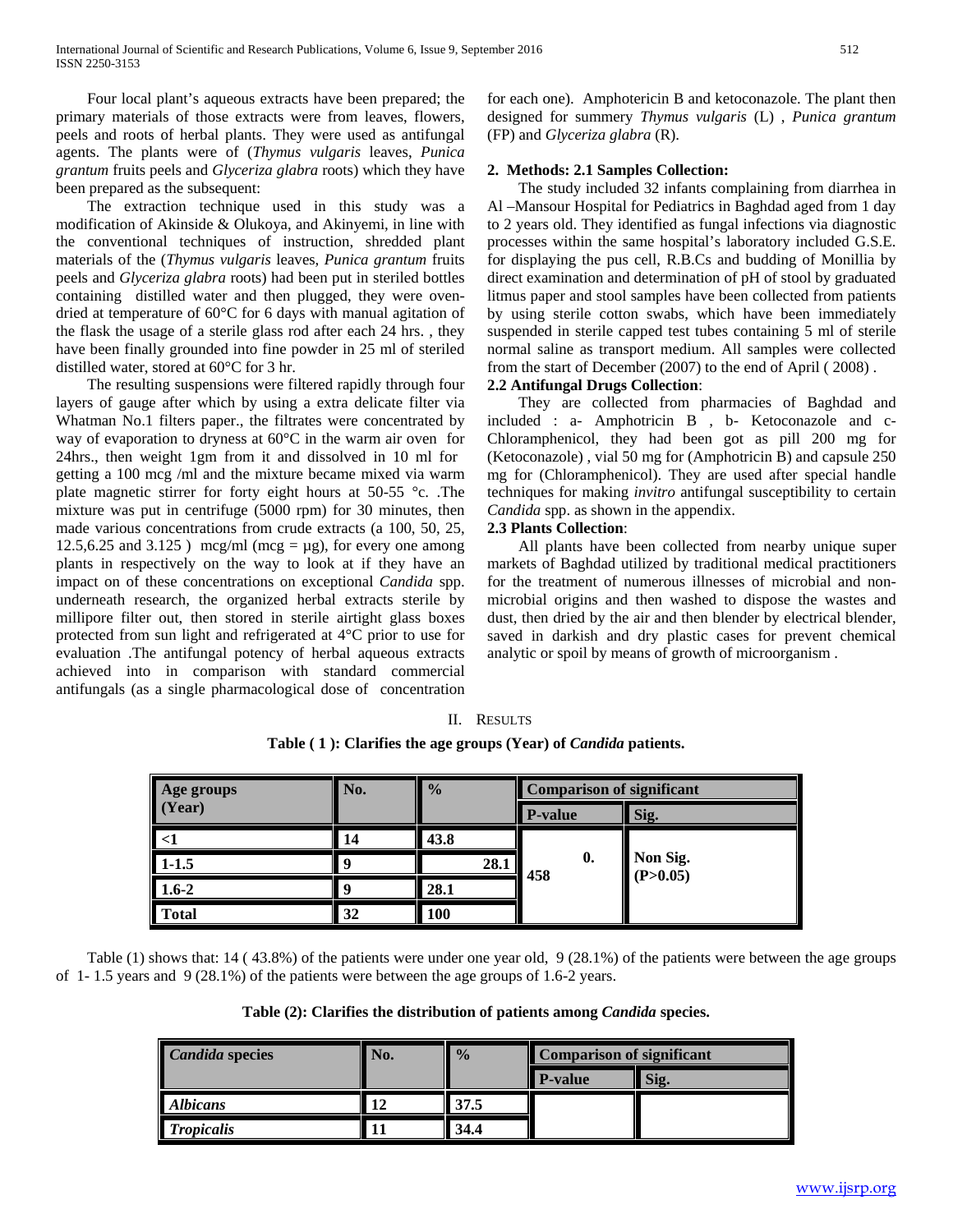Four local plant's aqueous extracts have been prepared; the primary materials of those extracts were from leaves, flowers, peels and roots of herbal plants. They were used as antifungal agents. The plants were of (*Thymus vulgaris* leaves, *Punica grantum* fruits peels and *Glyceriza glabra* roots) which they have been prepared as the subsequent:

The extraction technique used in this study was a modification of Akinside & Olukoya, and Akinyemi, in line with the conventional techniques of instruction, shredded plant materials of the (*Thymus vulgaris* leaves, *Punica grantum* fruits peels and *Glyceriza glabra* roots) had been put in steriled bottles containing distilled water and then plugged, they were oven-dried at temperature of 60°C for 6 days with manual agitation of the flask the usage of a sterile glass rod after each 24 hrs. , they have been finally grounded into fine powder in 25 ml of steriled distilled water, stored at 60°C for 3 hr.

The resulting suspensions were filtered rapidly through four layers of gauge after which by using a extra delicate filter via Whatman No.1 filters paper., the filtrates were concentrated by way of evaporation to dryness at 60°C in the warm air oven for 24hrs., then weight 1gm from it and dissolved in 10 ml for getting a 100 mcg /ml and the mixture became mixed via warm plate magnetic stirrer for forty eight hours at 50-55 °c. .The mixture was put in centrifuge (5000 rpm) for 30 minutes, then made various concentrations from crude extracts (a 100, 50, 25, 12.5,6.25 and 3.125 ) mcg/ml (mcg = μg), for every one among plants in respectively on the way to look at if they have an impact on of these concentrations on exceptional *Candida* spp. underneath research, the organized herbal extracts sterile by millipore filter out, then stored in sterile airtight glass boxes protected from sun light and refrigerated at 4°C prior to use for evaluation .The antifungal potency of herbal aqueous extracts achieved into in comparison with standard commercial antifungals (as a single pharmacological dose of concentration for each one). Amphotericin B and ketoconazole. The plant then designed for summery *Thymus vulgaris* (L) , *Punica grantum* (FP) and *Glyceriza glabra* (R).

**2. Methods: 2.1 Samples Collection:**

The study included 32 infants complaining from diarrhea in Al –Mansour Hospital for Pediatrics in Baghdad aged from 1 day to 2 years old. They identified as fungal infections via diagnostic processes within the same hospital's laboratory included G.S.E. for displaying the pus cell, R.B.Cs and budding of Monillia by direct examination and determination of pH of stool by graduated litmus paper and stool samples have been collected from patients by using sterile cotton swabs, which have been immediately suspended in sterile capped test tubes containing 5 ml of sterile normal saline as transport medium. All samples were collected from the start of December (2007) to the end of April ( 2008) .

**2.2 Antifungal Drugs Collection**:

They are collected from pharmacies of Baghdad and included : a- Amphotricin B , b- Ketoconazole and c- Chloramphenicol, they had been got as pill 200 mg for (Ketoconazole) , vial 50 mg for (Amphotricin B) and capsule 250 mg for (Chloramphenicol). They are used after special handle techniques for making *invitro* antifungal susceptibility to certain *Candida* spp. as shown in the appendix.

**2.3 Plants Collection**:

All plants have been collected from nearby unique super markets of Baghdad utilized by traditional medical practitioners for the treatment of numerous illnesses of microbial and non-microbial origins and then washed to dispose the wastes and dust, then dried by the air and then blender by electrical blender, saved in darkish and dry plastic cases for prevent chemical analytic or spoil by means of growth of microorganism .

## II. Results

**Table ( 1 ): Clarifies the age groups (Year) of *Candida* patients.**

| Age groups (Year) | No. | % | Comparison of significant | |
|---|---|---|---|---|
| | | | P-value | Sig. |
| <1 | 14 | 43.8 | 0.458 | Non Sig. (P>0.05) |
| 1-1.5 | 9 | 28.1 | | |
| 1.6-2 | 9 | 28.1 | | |
| Total | 32 | 100 | | |

Table (1) shows that: 14 ( 43.8%) of the patients were under one year old, 9 (28.1%) of the patients were between the age groups of 1- 1.5 years and 9 (28.1%) of the patients were between the age groups of 1.6-2 years.

**Table (2): Clarifies the distribution of patients among *Candida* species.**

| *Candida* species | No. | % | Comparison of significant | |
|---|---|---|---|---|
| | | | P-value | Sig. |
| *Albicans* | 12 | 37.5 | | |
| *Tropicalis* | 11 | 34.4 | | |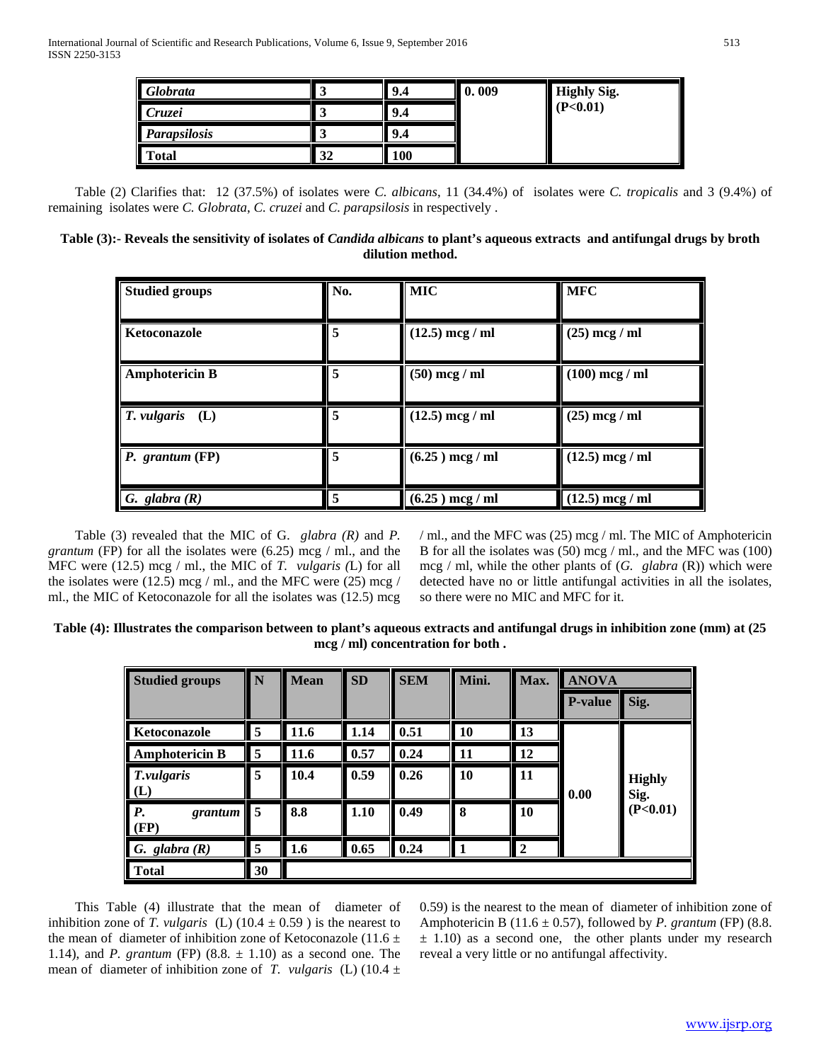| Globrata | 3 | 9.4 | 0. 009 | Highly Sig. (P<0.01) |
|---|---|---|---|---|
| Cruzei | 3 | 9.4 | | |
| Parapsilosis | 3 | 9.4 | | |
| Total | 32 | 100 | | |

Table (2) Clarifies that: 12 (37.5%) of isolates were *C. albicans*, 11 (34.4%) of isolates were *C. tropicalis* and 3 (9.4%) of remaining isolates were *C. Globrata*, *C. cruzei* and *C. parapsilosis* in respectively .

**Table (3):- Reveals the sensitivity of isolates of *Candida albicans* to plant's aqueous extracts and antifungal drugs by broth dilution method.**

| Studied groups | No. | MIC | MFC |
|---|---|---|---|
| Ketoconazole | 5 | (12.5) mcg / ml | (25) mcg / ml |
| Amphotericin B | 5 | (50) mcg / ml | (100) mcg / ml |
| *T. vulgaris* (L) | 5 | (12.5) mcg / ml | (25) mcg / ml |
| *P. grantum* (FP) | 5 | (6.25 ) mcg / ml | (12.5) mcg / ml |
| *G. glabra (R)* | 5 | (6.25 ) mcg / ml | (12.5) mcg / ml |

Table (3) revealed that the MIC of G. *glabra (R)* and *P. grantum* (FP) for all the isolates were (6.25) mcg / ml., and the MFC were (12.5) mcg / ml., the MIC of *T. vulgaris (*L) for all the isolates were (12.5) mcg / ml., and the MFC were (25) mcg / ml., the MIC of Ketoconazole for all the isolates was (12.5) mcg / ml., and the MFC was (25) mcg / ml. The MIC of Amphotericin B for all the isolates was (50) mcg / ml., and the MFC was (100) mcg / ml, while the other plants of (*G. glabra* (R)) which were detected have no or little antifungal activities in all the isolates, so there were no MIC and MFC for it.

**Table (4): Illustrates the comparison between to plant's aqueous extracts and antifungal drugs in inhibition zone (mm) at (25 mcg / ml) concentration for both .**

| Studied groups | N | Mean | SD | SEM | Mini. | Max. | ANOVA | |
|---|---|---|---|---|---|---|---|---|
| | | | | | | | P-value | Sig. |
| Ketoconazole | 5 | 11.6 | 1.14 | 0.51 | 10 | 13 | 0.00 | Highly Sig. (P<0.01) |
| Amphotericin B | 5 | 11.6 | 0.57 | 0.24 | 11 | 12 | | |
| *T.vulgaris* (L) | 5 | 10.4 | 0.59 | 0.26 | 10 | 11 | | |
| *P. grantum* (FP) | 5 | 8.8 | 1.10 | 0.49 | 8 | 10 | | |
| *G. glabra (R)* | 5 | 1.6 | 0.65 | 0.24 | 1 | 2 | | |
| Total | 30 | | | | | | | |

This Table (4) illustrate that the mean of diameter of inhibition zone of *T. vulgaris* (L) (10.4 ± 0.59 ) is the nearest to the mean of diameter of inhibition zone of Ketoconazole (11.6 ± 1.14), and *P. grantum* (FP) (8.8. ± 1.10) as a second one. The mean of diameter of inhibition zone of *T. vulgaris* (L) (10.4 ± 0.59) is the nearest to the mean of diameter of inhibition zone of Amphotericin B (11.6 ± 0.57), followed by *P. grantum* (FP) (8.8. ± 1.10) as a second one, the other plants under my research reveal a very little or no antifungal affectivity.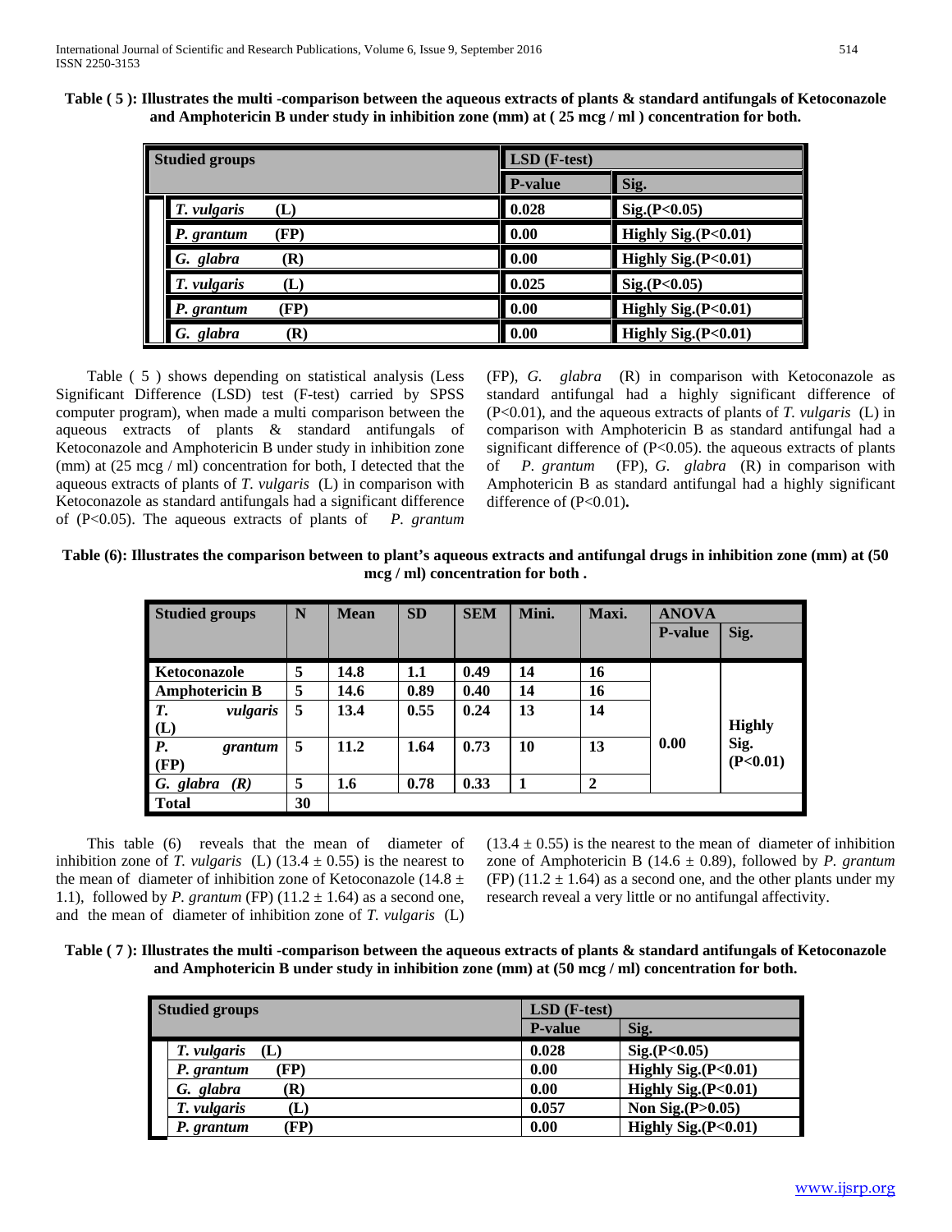**Table ( 5 ): Illustrates the multi -comparison between the aqueous extracts of plants & standard antifungals of Ketoconazole and Amphotericin B under study in inhibition zone (mm) at ( 25 mcg / ml ) concentration for both.**

| Studied groups | LSD (F-test) | |
|---|---|---|
| | P-value | Sig. |
| *T. vulgaris* (L) | 0.028 | Sig.(P<0.05) |
| *P. grantum* (FP) | 0.00 | Highly Sig.(P<0.01) |
| *G. glabra* (R) | 0.00 | Highly Sig.(P<0.01) |
| *T. vulgaris* (L) | 0.025 | Sig.(P<0.05) |
| *P. grantum* (FP) | 0.00 | Highly Sig.(P<0.01) |
| *G. glabra* (R) | 0.00 | Highly Sig.(P<0.01) |

Table ( 5 ) shows depending on statistical analysis (Less Significant Difference (LSD) test (F-test) carried by SPSS computer program), when made a multi comparison between the aqueous extracts of plants & standard antifungals of Ketoconazole and Amphotericin B under study in inhibition zone (mm) at (25 mcg / ml) concentration for both, I detected that the aqueous extracts of plants of *T. vulgaris* (L) in comparison with Ketoconazole as standard antifungals had a significant difference of (P<0.05). The aqueous extracts of plants of *P. grantum* (FP), *G. glabra* (R) in comparison with Ketoconazole as standard antifungal had a highly significant difference of (P<0.01), and the aqueous extracts of plants of *T. vulgaris* (L) in comparison with Amphotericin B as standard antifungal had a significant difference of (P<0.05). the aqueous extracts of plants of *P. grantum* (FP), *G. glabra* (R) in comparison with Amphotericin B as standard antifungal had a highly significant difference of (P<0.01)**.**

**Table (6): Illustrates the comparison between to plant's aqueous extracts and antifungal drugs in inhibition zone (mm) at (50 mcg / ml) concentration for both .**

| Studied groups | N | Mean | SD | SEM | Mini. | Maxi. | ANOVA | |
|---|---|---|---|---|---|---|---|---|
| | | | | | | | P-value | Sig. |
| Ketoconazole | 5 | 14.8 | 1.1 | 0.49 | 14 | 16 | 0.00 | Highly Sig. (P<0.01) |
| Amphotericin B | 5 | 14.6 | 0.89 | 0.40 | 14 | 16 | | |
| *T. vulgaris* (L) | 5 | 13.4 | 0.55 | 0.24 | 13 | 14 | | |
| *P. grantum* (FP) | 5 | 11.2 | 1.64 | 0.73 | 10 | 13 | | |
| *G. glabra* (R) | 5 | 1.6 | 0.78 | 0.33 | 1 | 2 | | |
| Total | 30 | | | | | | | |

This table (6) reveals that the mean of diameter of inhibition zone of *T. vulgaris* (L) (13.4 ± 0.55) is the nearest to the mean of diameter of inhibition zone of Ketoconazole (14.8 ± 1.1), followed by *P. grantum* (FP) (11.2 ± 1.64) as a second one, and the mean of diameter of inhibition zone of *T. vulgaris* (L) (13.4 ± 0.55) is the nearest to the mean of diameter of inhibition zone of Amphotericin B (14.6 ± 0.89), followed by *P. grantum* (FP) (11.2 ± 1.64) as a second one, and the other plants under my research reveal a very little or no antifungal affectivity.

**Table ( 7 ): Illustrates the multi -comparison between the aqueous extracts of plants & standard antifungals of Ketoconazole and Amphotericin B under study in inhibition zone (mm) at (50 mcg / ml) concentration for both.**

| Studied groups | LSD (F-test) | |
|---|---|---|
| | P-value | Sig. |
| *T. vulgaris* (L) | 0.028 | Sig.(P<0.05) |
| *P. grantum* (FP) | 0.00 | Highly Sig.(P<0.01) |
| *G. glabra* (R) | 0.00 | Highly Sig.(P<0.01) |
| *T. vulgaris* (L) | 0.057 | Non Sig.(P>0.05) |
| *P. grantum* (FP) | 0.00 | Highly Sig.(P<0.01) |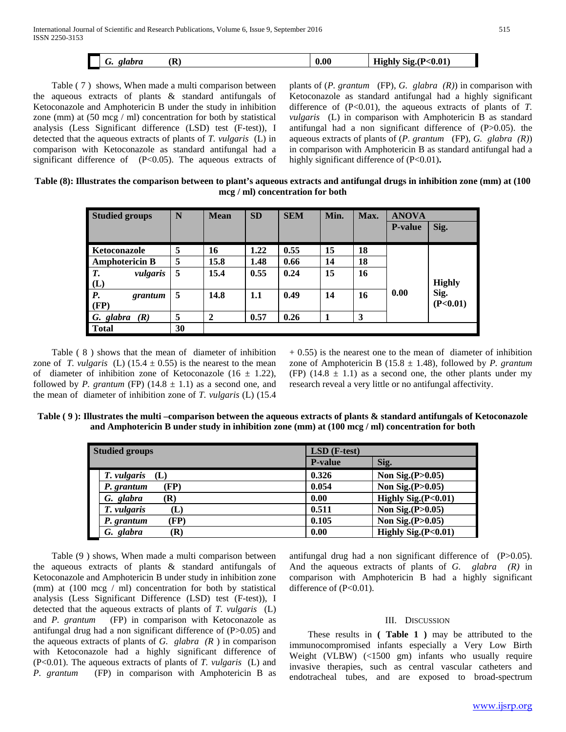| *G. glabra* (R) | 0.00 | Highly Sig.(P<0.01) |
|---|---|---|

Table ( 7 ) shows, When made a multi comparison between the aqueous extracts of plants & standard antifungals of Ketoconazole and Amphotericin B under the study in inhibition zone (mm) at (50 mcg / ml) concentration for both by statistical analysis (Less Significant difference (LSD) test (F-test)), I detected that the aqueous extracts of plants of *T. vulgaris* (L) in comparison with Ketoconazole as standard antifungal had a significant difference of (P<0.05). The aqueous extracts of plants of (*P. grantum* (FP), *G. glabra (R)*) in comparison with Ketoconazole as standard antifungal had a highly significant difference of (P<0.01), the aqueous extracts of plants of *T. vulgaris* (L) in comparison with Amphotericin B as standard antifungal had a non significant difference of (P>0.05). the aqueous extracts of plants of (*P. grantum* (FP), *G. glabra (R)*) in comparison with Amphotericin B as standard antifungal had a highly significant difference of (P<0.01)**.**

**Table (8): Illustrates the comparison between to plant's aqueous extracts and antifungal drugs in inhibition zone (mm) at (100 mcg / ml) concentration for both**

| Studied groups | N | Mean | SD | SEM | Min. | Max. | ANOVA | |
|---|---|---|---|---|---|---|---|---|
| | | | | | | | P-value | Sig. |
| Ketoconazole | 5 | 16 | 1.22 | 0.55 | 15 | 18 | 0.00 | Highly Sig. (P<0.01) |
| Amphotericin B | 5 | 15.8 | 1.48 | 0.66 | 14 | 18 | | |
| *T. vulgaris* (L) | 5 | 15.4 | 0.55 | 0.24 | 15 | 16 | | |
| *P. grantum* (FP) | 5 | 14.8 | 1.1 | 0.49 | 14 | 16 | | |
| *G. glabra (R)* | 5 | 2 | 0.57 | 0.26 | 1 | 3 | | |
| Total | 30 | | | | | | | |

Table ( 8 ) shows that the mean of diameter of inhibition zone of *T. vulgaris* (L) (15.4 ± 0.55) is the nearest to the mean of diameter of inhibition zone of Ketoconazole (16 ± 1.22), followed by *P. grantum* (FP) (14.8 ± 1.1) as a second one, and the mean of diameter of inhibition zone of *T. vulgaris* (L) (15.4 + 0.55) is the nearest one to the mean of diameter of inhibition zone of Amphotericin B (15.8 ± 1.48), followed by *P. grantum* (FP) (14.8 ± 1.1) as a second one, the other plants under my research reveal a very little or no antifungal affectivity.

**Table ( 9 ): Illustrates the multi –comparison between the aqueous extracts of plants & standard antifungals of Ketoconazole and Amphotericin B under study in inhibition zone (mm) at (100 mcg / ml) concentration for both**

| Studied groups | LSD (F-test) | |
|---|---|---|
| | P-value | Sig. |
| *T. vulgaris* (L) | 0.326 | Non Sig.(P>0.05) |
| *P. grantum* (FP) | 0.054 | Non Sig.(P>0.05) |
| *G. glabra* (R) | 0.00 | Highly Sig.(P<0.01) |
| *T. vulgaris* (L) | 0.511 | Non Sig.(P>0.05) |
| *P. grantum* (FP) | 0.105 | Non Sig.(P>0.05) |
| *G. glabra* (R) | 0.00 | Highly Sig.(P<0.01) |

Table (9 ) shows, When made a multi comparison between the aqueous extracts of plants & standard antifungals of Ketoconazole and Amphotericin B under study in inhibition zone (mm) at (100 mcg / ml) concentration for both by statistical analysis (Less Significant Difference (LSD) test (F-test)), I detected that the aqueous extracts of plants of *T. vulgaris* (L) and *P. grantum* (FP) in comparison with Ketoconazole as antifungal drug had a non significant difference of (P>0.05) and the aqueous extracts of plants of *G. glabra (R* ) in comparison with Ketoconazole had a highly significant difference of (P<0.01). The aqueous extracts of plants of *T. vulgaris* (L) and *P. grantum* (FP) in comparison with Amphotericin B as antifungal drug had a non significant difference of (P>0.05). And the aqueous extracts of plants of *G. glabra (R)* in comparison with Amphotericin B had a highly significant difference of (P<0.01).

## III. Discussion

These results in **( Table 1 )** may be attributed to the immunocompromised infants especially a Very Low Birth Weight (VLBW) (<1500 gm) infants who usually require invasive therapies, such as central vascular catheters and endotracheal tubes, and are exposed to broad-spectrum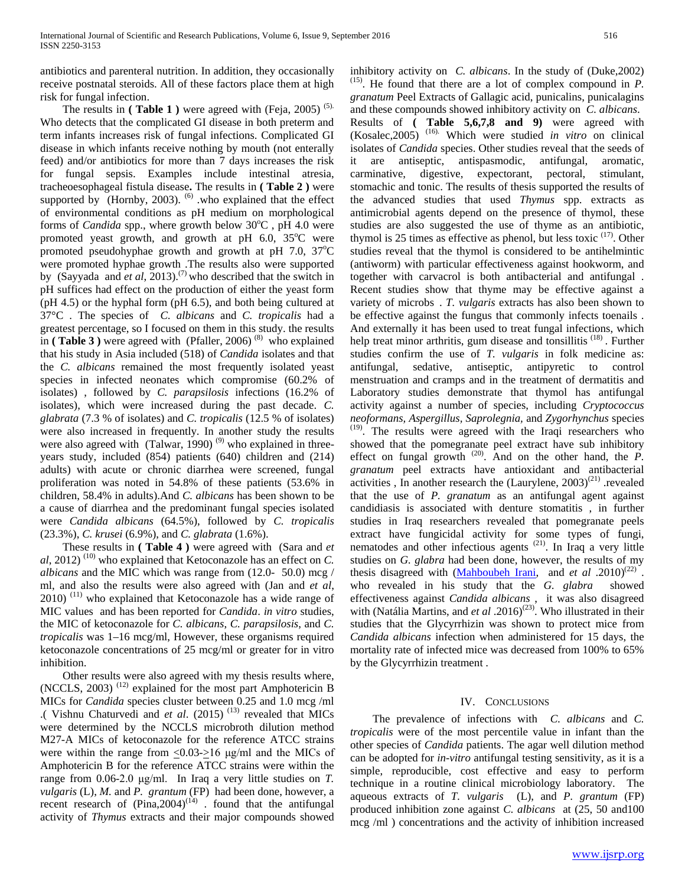antibiotics and parenteral nutrition. In addition, they occasionally receive postnatal steroids. All of these factors place them at high risk for fungal infection.

The results in **( Table 1 )** were agreed with (Feja, 2005) [(5).] Who detects that the complicated GI disease in both preterm and term infants increases risk of fungal infections. Complicated GI disease in which infants receive nothing by mouth (not enterally feed) and/or antibiotics for more than 7 days increases the risk for fungal sepsis. Examples include intestinal atresia, tracheoesophageal fistula disease**.** The results in **( Table 2 )** were supported by (Hornby, 2003). [(6)] .who explained that the effect of environmental conditions as pH medium on morphological forms of *Candida* spp., where growth below 30°C , pH 4.0 were promoted yeast growth, and growth at pH 6.0, 35°C were promoted pseudohyphae growth and growth at pH 7.0, 37°C were promoted hyphae growth .The results also were supported by (Sayyada and *et al*, 2013).[(7)] who described that the switch in pH suffices had effect on the production of either the yeast form (pH 4.5) or the hyphal form (pH 6.5), and both being cultured at 37°C . The species of *C. albicans* and *C. tropicalis* had a greatest percentage, so I focused on them in this study. the results in **( Table 3 )** were agreed with (Pfaller, 2006) [(8)] who explained that his study in Asia included (518) of *Candida* isolates and that the *C. albicans* remained the most frequently isolated yeast species in infected neonates which compromise (60.2% of isolates) , followed by *C. parapsilosis* infections (16.2% of isolates), which were increased during the past decade. *C. glabrata* (7.3 % of isolates) and *C. tropicalis* (12.5 % of isolates) were also increased in frequently. In another study the results were also agreed with (Talwar, 1990) [(9)] who explained in three-years study, included (854) patients (640) children and (214) adults) with acute or chronic diarrhea were screened, fungal proliferation was noted in 54.8% of these patients (53.6% in children, 58.4% in adults).And *C. albicans* has been shown to be a cause of diarrhea and the predominant fungal species isolated were *Candida albicans* (64.5%), followed by *C. tropicalis* (23.3%), *C. krusei* (6.9%), and *C. glabrata* (1.6%).

These results in **( Table 4 )** were agreed with (Sara and *et al*, 2012) [(10)] who explained that Ketoconazole has an effect on *C. albicans* and the MIC which was range from (12.0- 50.0) mcg / ml, and also the results were also agreed with (Jan and *et al*, 2010) [(11)] who explained that Ketoconazole has a wide range of MIC values and has been reported for *Candida*. *in vitro* studies, the MIC of ketoconazole for *C. albicans*, *C. parapsilosis*, and *C. tropicalis* was 1–16 mcg/ml, However, these organisms required ketoconazole concentrations of 25 mcg/ml or greater for in vitro inhibition.

Other results were also agreed with my thesis results where, (NCCLS, 2003) [(12)] explained for the most part Amphotericin B MICs for *Candida* species cluster between 0.25 and 1.0 mcg /ml .( Vishnu Chaturvedi and *et al*. (2015) [(13)] revealed that MICs were determined by the NCCLS microbroth dilution method M27-A MICs of ketoconazole for the reference ATCC strains were within the range from <0.03->16 μg/ml and the MICs of Amphotericin B for the reference ATCC strains were within the range from 0.06-2.0 μg/ml. In Iraq a very little studies on *T. vulgaris* (L), *M.* and *P. grantum* (FP) had been done, however, a recent research of (Pina,2004)[(14)] . found that the antifungal activity of *Thymus* extracts and their major compounds showed inhibitory activity on *C. albicans*. In the study of (Duke,2002) [(15)]. He found that there are a lot of complex compound in *P. granatum* Peel Extracts of Gallagic acid, punicalins, punicalagins and these compounds showed inhibitory activity on *C. albicans*.

Results of **( Table 5,6,7,8 and 9)** were agreed with (Kosalec,2005) [(16).] Which were studied *in vitro* on clinical isolates of *Candida* species. Other studies reveal that the seeds of it are antiseptic, antispasmodic, antifungal, aromatic, carminative, digestive, expectorant, pectoral, stimulant, stomachic and tonic. The results of thesis supported the results of the advanced studies that used *Thymus* spp. extracts as antimicrobial agents depend on the presence of thymol, these studies are also suggested the use of thyme as an antibiotic, thymol is 25 times as effective as phenol, but less toxic [(17)]. Other studies reveal that the thymol is considered to be antihelmintic (antiworm) with particular effectiveness against hookworm, and together with carvacrol is both antibacterial and antifungal . Recent studies show that thyme may be effective against a variety of microbs . *T. vulgaris* extracts has also been shown to be effective against the fungus that commonly infects toenails . And externally it has been used to treat fungal infections, which help treat minor arthritis, gum disease and tonsillitis [(18)] . Further studies confirm the use of *T. vulgaris* in folk medicine as: antifungal, sedative, antiseptic, antipyretic to control menstruation and cramps and in the treatment of dermatitis and Laboratory studies demonstrate that thymol has antifungal activity against a number of species, including *Cryptococcus neoformans*, *Aspergillus*, *Saprolegnia*, and *Zygorhynchus* species [(19)]. The results were agreed with the Iraqi researchers who showed that the pomegranate peel extract have sub inhibitory effect on fungal growth [(20)]. And on the other hand, the *P. granatum* peel extracts have antioxidant and antibacterial activities , In another research the (Laurylene, 2003)[(21)] .revealed that the use of *P. granatum* as an antifungal agent against candidiasis is associated with denture stomatitis , in further studies in Iraq researchers revealed that pomegranate peels extract have fungicidal activity for some types of fungi, nematodes and other infectious agents [(21)]. In Iraq a very little studies on *G. glabra* had been done, however, the results of my thesis disagreed with (Mahboubeh Irani, and *et al* .2010)[(22)] . who revealed in his study that the *G. glabra* showed effectiveness against *Candida albicans* , it was also disagreed with (Natália Martins, and *et al* .2016)[(23)]. Who illustrated in their studies that the Glycyrrhizin was shown to protect mice from *Candida albicans* infection when administered for 15 days, the mortality rate of infected mice was decreased from 100% to 65% by the Glycyrrhizin treatment .

## IV. Conclusions

The prevalence of infections with *C. albicans* and *C. tropicalis* were of the most percentile value in infant than the other species of *Candida* patients. The agar well dilution method can be adopted for *in-vitro* antifungal testing sensitivity, as it is a simple, reproducible, cost effective and easy to perform technique in a routine clinical microbiology laboratory. The aqueous extracts of *T. vulgaris* (L), and *P. grantum* (FP) produced inhibition zone against *C. albicans* at (25, 50 and100 mcg /ml ) concentrations and the activity of inhibition increased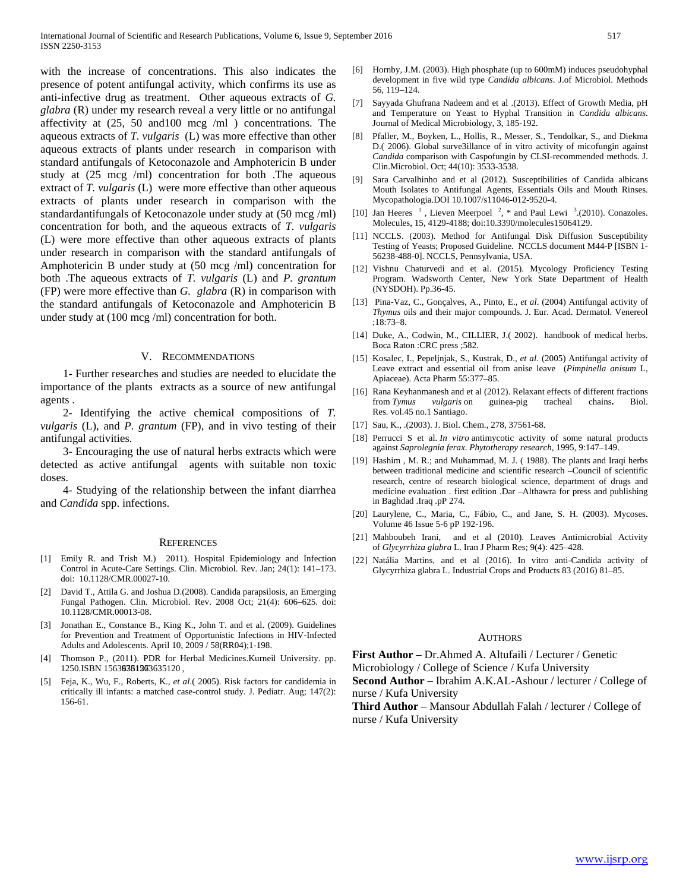with the increase of concentrations. This also indicates the presence of potent antifungal activity, which confirms its use as anti-infective drug as treatment. Other aqueous extracts of *G. glabra* (R) under my research reveal a very little or no antifungal affectivity at (25, 50 and100 mcg /ml ) concentrations. The aqueous extracts of *T. vulgaris* (L) was more effective than other aqueous extracts of plants under research in comparison with standard antifungals of Ketoconazole and Amphotericin B under study at (25 mcg /ml) concentration for both .The aqueous extract of *T. vulgaris* (L) were more effective than other aqueous extracts of plants under research in comparison with the standardantifungals of Ketoconazole under study at (50 mcg /ml) concentration for both, and the aqueous extracts of *T. vulgaris* (L) were more effective than other aqueous extracts of plants under research in comparison with the standard antifungals of Amphotericin B under study at (50 mcg /ml) concentration for both .The aqueous extracts of *T. vulgaris* (L) and *P. grantum* (FP) were more effective than *G. glabra* (R) in comparison with the standard antifungals of Ketoconazole and Amphotericin B under study at (100 mcg /ml) concentration for both.

## V. Recommendations

1- Further researches and studies are needed to elucidate the importance of the plants extracts as a source of new antifungal agents .

2- Identifying the active chemical compositions of *T. vulgaris* (L), and *P. grantum* (FP), and in vivo testing of their antifungal activities.

3- Encouraging the use of natural herbs extracts which were detected as active antifungal agents with suitable non toxic doses.

4- Studying of the relationship between the infant diarrhea and *Candida* spp. infections.

## References

[1] Emily R. and Trish M.) 2011). Hospital Epidemiology and Infection Control in Acute-Care Settings. Clin. Microbiol. Rev. Jan; 24(1): 141–173. doi: 10.1128/CMR.00027-10.

[2] David T., Attila G. and Joshua D.(2008). Candida parapsilosis, an Emerging Fungal Pathogen. Clin. Microbiol. Rev. 2008 Oct; 21(4): 606–625. doi: 10.1128/CMR.00013-08.

[3] Jonathan E., Constance B., King K., John T. and et al. (2009). Guidelines for Prevention and Treatment of Opportunistic Infections in HIV-Infected Adults and Adolescents. April 10, 2009 / 58(RR04);1-198.

[4] Thomson P., (2011). PDR for Herbal Medicines.Kurneil University. pp. 1250.ISBN 1563637813 9781563635120 ,

[5] Feja, K., Wu, F., Roberts, K., *et al*.( 2005). Risk factors for candidemia in critically ill infants: a matched case-control study. J. Pediatr. Aug; 147(2): 156-61.

[6] Hornby, J.M. (2003). High phosphate (up to 600mM) induces pseudohyphal development in five wild type *Candida albicans*. J.of Microbiol. Methods 56, 119–124.

[7] Sayyada Ghufrana Nadeem and et al .(2013). Effect of Growth Media, pH and Temperature on Yeast to Hyphal Transition in *Candida albicans*. Journal of Medical Microbiology, 3, 185-192.

[8] Pfaller, M., Boyken, L., Hollis, R., Messer, S., Tendolkar, S., and Diekma D.( 2006). Global surve3illance of in vitro activity of micofungin against *Candida* comparison with Caspofungin by CLSI-recommended methods. J. Clin.Microbiol. Oct; 44(10): 3533-3538.

[9] Sara Carvalhinho and et al (2012). Susceptibilities of Candida albicans Mouth Isolates to Antifungal Agents, Essentials Oils and Mouth Rinses. Mycopathologia.DOI 10.1007/s11046-012-9520-4.

[10] Jan Heeres [1] , Lieven Meerpoel [2], * and Paul Lewi [3].(2010). Conazoles. Molecules, 15, 4129-4188; doi:10.3390/molecules15064129.

[11] NCCLS. (2003). Method for Antifungal Disk Diffusion Susceptibility Testing of Yeasts; Proposed Guideline. NCCLS document M44-P [ISBN 1-56238-488-0]. NCCLS, Pennsylvania, USA.

[12] Vishnu Chaturvedi and et al. (2015). Mycology Proficiency Testing Program. Wadsworth Center, New York State Department of Health (NYSDOH). Pp.36-45.

[13] Pina-Vaz, C., Gonçalves, A., Pinto, E., *et al*. (2004) Antifungal activity of *Thymus* oils and their major compounds. J. Eur. Acad. Dermatol. Venereol ;18:73–8.

[14] Duke, A., Codwin, M., CILLIER, J.( 2002). handbook of medical herbs. Boca Raton :CRC press ;582.

[15] Kosalec, I., Pepeljnjak, S., Kustrak, D., *et al*. (2005) Antifungal activity of Leave extract and essential oil from anise leave (*Pimpinella anisum* L, Apiaceae). Acta Pharm 55:377–85.

[16] Rana Keyhanmanesh and et al (2012). Relaxant effects of different fractions from *Tymus vulgaris* on guinea-pig tracheal chains**.** Biol. Res. vol.45 no.1 Santiago.

[17] Sau, K., .(2003). J. Biol. Chem., 278, 37561-68.

[18] Perrucci S et al. *In vitro* antimycotic activity of some natural products against *Saprolegnia ferax*. *Phytotherapy research*, 1995, 9:147–149.

[19] Hashim , M. R.; and Muhammad, M. J. ( 1988). The plants and Iraqi herbs between traditional medicine and scientific research –Council of scientific research, centre of research biological science, department of drugs and medicine evaluation . first edition .Dar –Althawra for press and publishing in Baghdad .Iraq .pP 274.

[20] Laurylene, C., Maria, C., Fábio, C., and Jane, S. H. (2003). Mycoses. Volume 46 Issue 5-6 pP 192-196.

[21] Mahboubeh Irani, and et al (2010). Leaves Antimicrobial Activity of *Glycyrrhiza glabra* L. Iran J Pharm Res; 9(4): 425–428.

[22] Natália Martins, and et al (2016). In vitro anti-Candida activity of Glycyrrhiza glabra L. Industrial Crops and Products 83 (2016) 81–85.

## Authors

**First Author** – Dr.Ahmed A. Altufaili / Lecturer / Genetic Microbiology / College of Science / Kufa University

**Second Author** – Ibrahim A.K.AL-Ashour / lecturer / College of nurse / Kufa University

**Third Author** – Mansour Abdullah Falah / lecturer / College of nurse / Kufa University